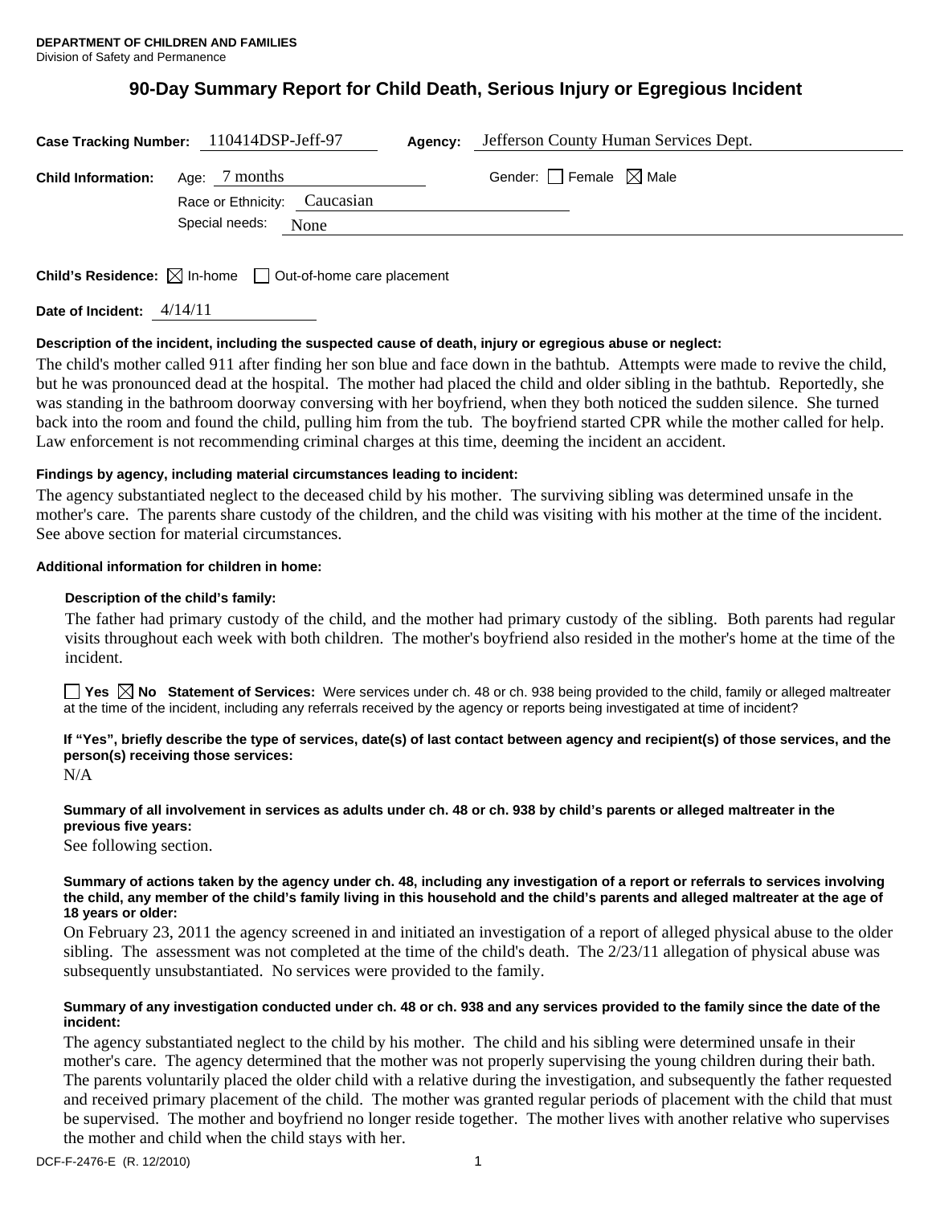**DEPARTMENT OF CHILDREN AND FAMILIES**
Division of Safety and Permanence

# 90-Day Summary Report for Child Death, Serious Injury or Egregious Incident

**Case Tracking Number:** 110414DSP-Jeff-97 **Agency:** Jefferson County Human Services Dept.

**Child Information:** Age: 7 months Gender: ☐ Female ☒ Male

Race or Ethnicity: Caucasian

Special needs: None

**Child's Residence:** ☒ In-home ☐ Out-of-home care placement

**Date of Incident:** 4/14/11

**Description of the incident, including the suspected cause of death, injury or egregious abuse or neglect:**

The child's mother called 911 after finding her son blue and face down in the bathtub. Attempts were made to revive the child, but he was pronounced dead at the hospital. The mother had placed the child and older sibling in the bathtub. Reportedly, she was standing in the bathroom doorway conversing with her boyfriend, when they both noticed the sudden silence. She turned back into the room and found the child, pulling him from the tub. The boyfriend started CPR while the mother called for help. Law enforcement is not recommending criminal charges at this time, deeming the incident an accident.

**Findings by agency, including material circumstances leading to incident:**

The agency substantiated neglect to the deceased child by his mother. The surviving sibling was determined unsafe in the mother's care. The parents share custody of the children, and the child was visiting with his mother at the time of the incident. See above section for material circumstances.

**Additional information for children in home:**

**Description of the child's family:**

The father had primary custody of the child, and the mother had primary custody of the sibling. Both parents had regular visits throughout each week with both children. The mother's boyfriend also resided in the mother's home at the time of the incident.

☐ **Yes** ☒ **No** **Statement of Services:** Were services under ch. 48 or ch. 938 being provided to the child, family or alleged maltreater at the time of the incident, including any referrals received by the agency or reports being investigated at time of incident?

**If "Yes", briefly describe the type of services, date(s) of last contact between agency and recipient(s) of those services, and the person(s) receiving those services:**

N/A

**Summary of all involvement in services as adults under ch. 48 or ch. 938 by child's parents or alleged maltreater in the previous five years:**

See following section.

**Summary of actions taken by the agency under ch. 48, including any investigation of a report or referrals to services involving the child, any member of the child's family living in this household and the child's parents and alleged maltreater at the age of 18 years or older:**

On February 23, 2011 the agency screened in and initiated an investigation of a report of alleged physical abuse to the older sibling. The assessment was not completed at the time of the child's death. The 2/23/11 allegation of physical abuse was subsequently unsubstantiated. No services were provided to the family.

**Summary of any investigation conducted under ch. 48 or ch. 938 and any services provided to the family since the date of the incident:**

The agency substantiated neglect to the child by his mother. The child and his sibling were determined unsafe in their mother's care. The agency determined that the mother was not properly supervising the young children during their bath. The parents voluntarily placed the older child with a relative during the investigation, and subsequently the father requested and received primary placement of the child. The mother was granted regular periods of placement with the child that must be supervised. The mother and boyfriend no longer reside together. The mother lives with another relative who supervises the mother and child when the child stays with her.

DCF-F-2476-E (R. 12/2010)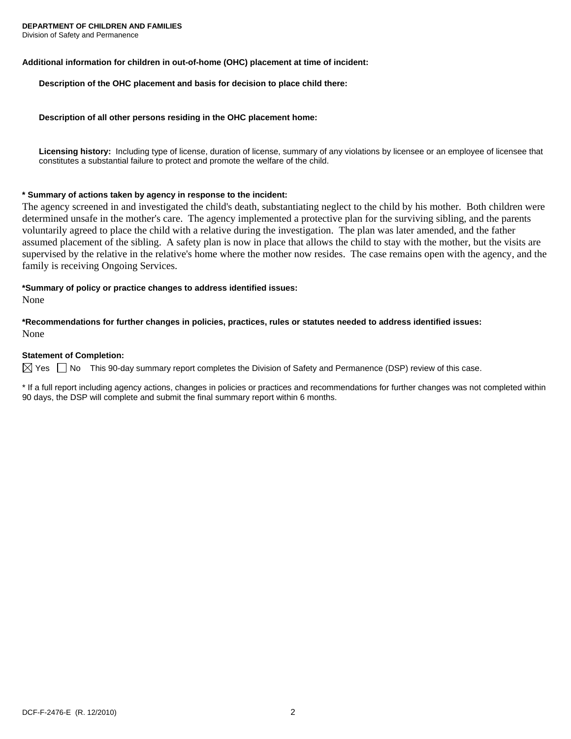**DEPARTMENT OF CHILDREN AND FAMILIES**
Division of Safety and Permanence

**Additional information for children in out-of-home (OHC) placement at time of incident:**

**Description of the OHC placement and basis for decision to place child there:**

**Description of all other persons residing in the OHC placement home:**

**Licensing history:** Including type of license, duration of license, summary of any violations by licensee or an employee of licensee that constitutes a substantial failure to protect and promote the welfare of the child.

**\* Summary of actions taken by agency in response to the incident:**

The agency screened in and investigated the child's death, substantiating neglect to the child by his mother. Both children were determined unsafe in the mother's care. The agency implemented a protective plan for the surviving sibling, and the parents voluntarily agreed to place the child with a relative during the investigation. The plan was later amended, and the father assumed placement of the sibling. A safety plan is now in place that allows the child to stay with the mother, but the visits are supervised by the relative in the relative's home where the mother now resides. The case remains open with the agency, and the family is receiving Ongoing Services.

**\*Summary of policy or practice changes to address identified issues:**

None

**\*Recommendations for further changes in policies, practices, rules or statutes needed to address identified issues:**

None

**Statement of Completion:**

☒ Yes ☐ No This 90-day summary report completes the Division of Safety and Permanence (DSP) review of this case.

\* If a full report including agency actions, changes in policies or practices and recommendations for further changes was not completed within 90 days, the DSP will complete and submit the final summary report within 6 months.

DCF-F-2476-E (R. 12/2010)